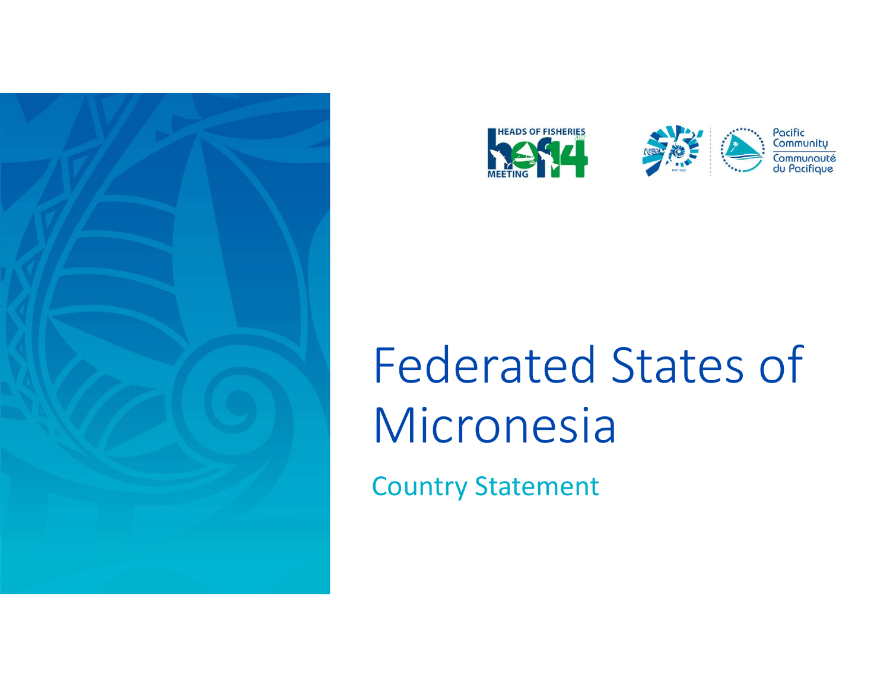HEADS OF FISHERIES MEETING hof14 2022

Pacific Community
Communauté du Pacifique

# Federated States of Micronesia

Country Statement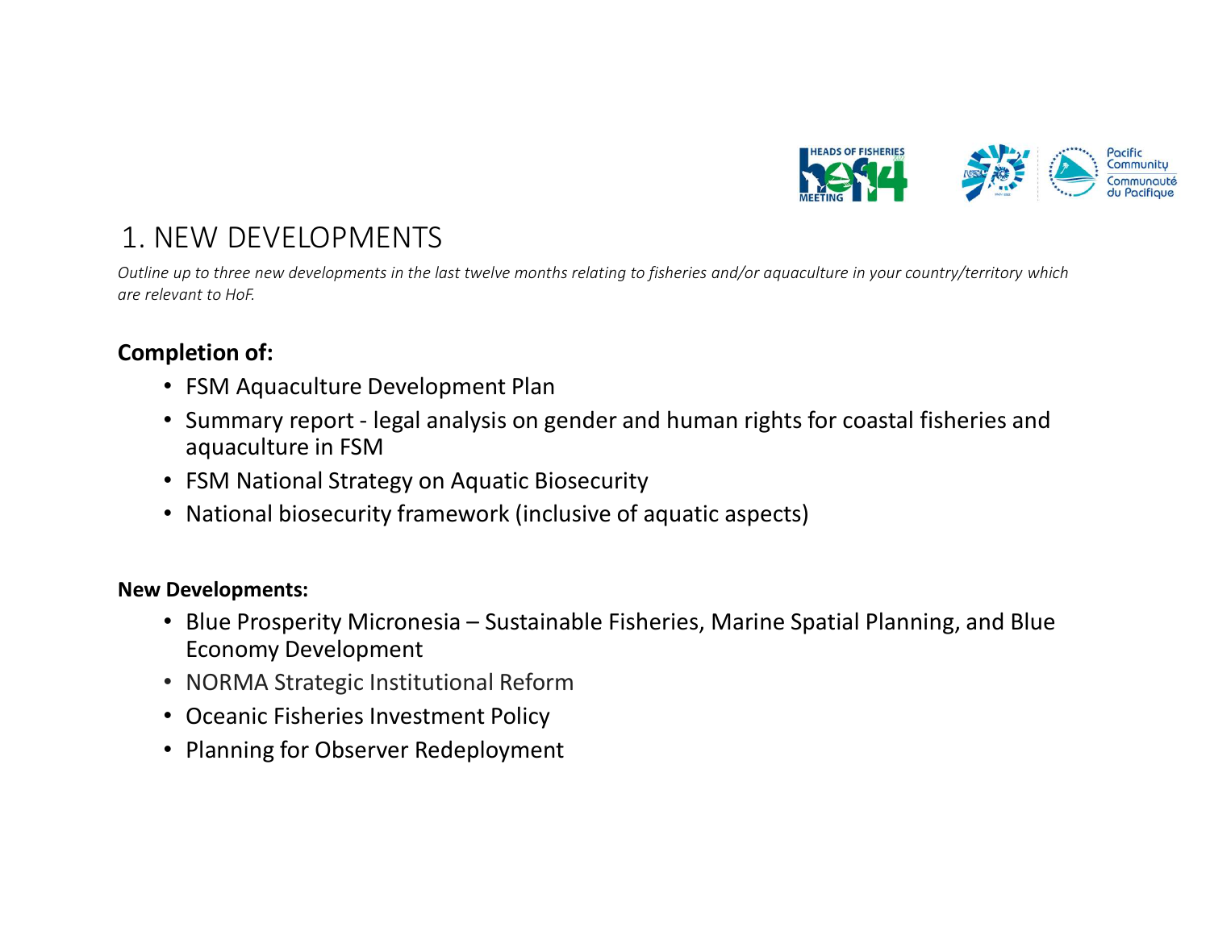# 1. NEW DEVELOPMENTS

*Outline up to three new developments in the last twelve months relating to fisheries and/or aquaculture in your country/territory which are relevant to HoF.*

**Completion of:**

- FSM Aquaculture Development Plan
- Summary report - legal analysis on gender and human rights for coastal fisheries and aquaculture in FSM
- FSM National Strategy on Aquatic Biosecurity
- National biosecurity framework (inclusive of aquatic aspects)

**New Developments:**

- Blue Prosperity Micronesia – Sustainable Fisheries, Marine Spatial Planning, and Blue Economy Development
- NORMA Strategic Institutional Reform
- Oceanic Fisheries Investment Policy
- Planning for Observer Redeployment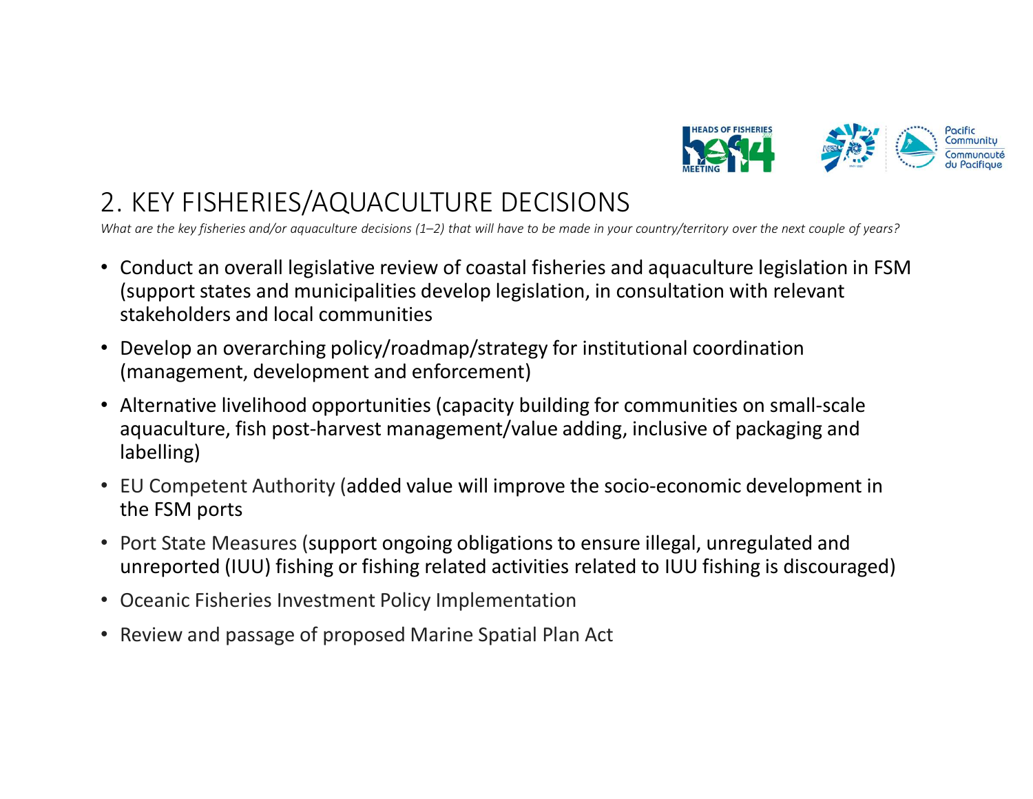## 2. KEY FISHERIES/AQUACULTURE DECISIONS

*What are the key fisheries and/or aquaculture decisions (1–2) that will have to be made in your country/territory over the next couple of years?*

- Conduct an overall legislative review of coastal fisheries and aquaculture legislation in FSM (support states and municipalities develop legislation, in consultation with relevant stakeholders and local communities
- Develop an overarching policy/roadmap/strategy for institutional coordination (management, development and enforcement)
- Alternative livelihood opportunities (capacity building for communities on small-scale aquaculture, fish post-harvest management/value adding, inclusive of packaging and labelling)
- EU Competent Authority (added value will improve the socio-economic development in the FSM ports
- Port State Measures (support ongoing obligations to ensure illegal, unregulated and unreported (IUU) fishing or fishing related activities related to IUU fishing is discouraged)
- Oceanic Fisheries Investment Policy Implementation
- Review and passage of proposed Marine Spatial Plan Act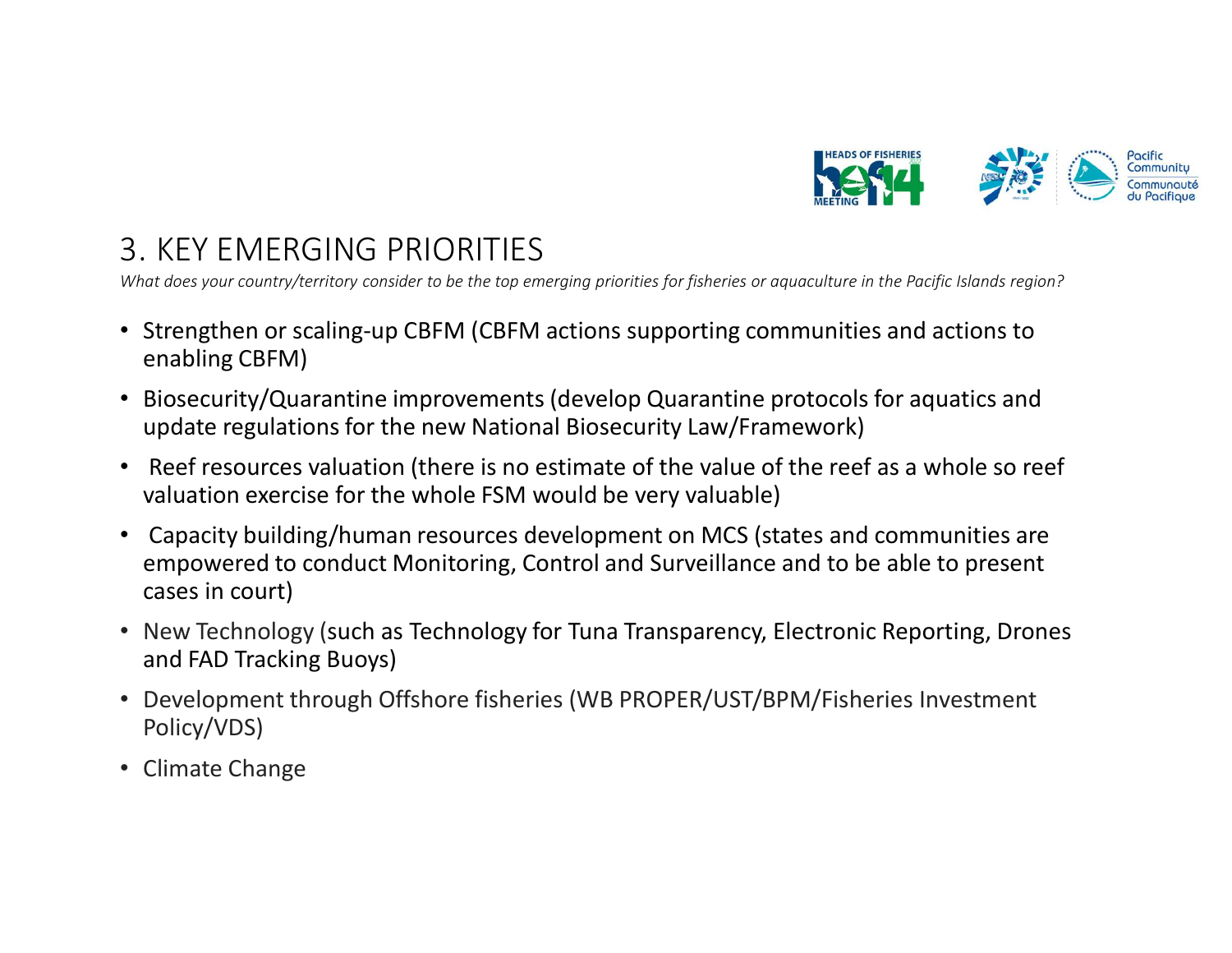# 3. KEY EMERGING PRIORITIES

*What does your country/territory consider to be the top emerging priorities for fisheries or aquaculture in the Pacific Islands region?*

- Strengthen or scaling-up CBFM (CBFM actions supporting communities and actions to enabling CBFM)
- Biosecurity/Quarantine improvements (develop Quarantine protocols for aquatics and update regulations for the new National Biosecurity Law/Framework)
- Reef resources valuation (there is no estimate of the value of the reef as a whole so reef valuation exercise for the whole FSM would be very valuable)
- Capacity building/human resources development on MCS (states and communities are empowered to conduct Monitoring, Control and Surveillance and to be able to present cases in court)
- New Technology (such as Technology for Tuna Transparency, Electronic Reporting, Drones and FAD Tracking Buoys)
- Development through Offshore fisheries (WB PROPER/UST/BPM/Fisheries Investment Policy/VDS)
- Climate Change